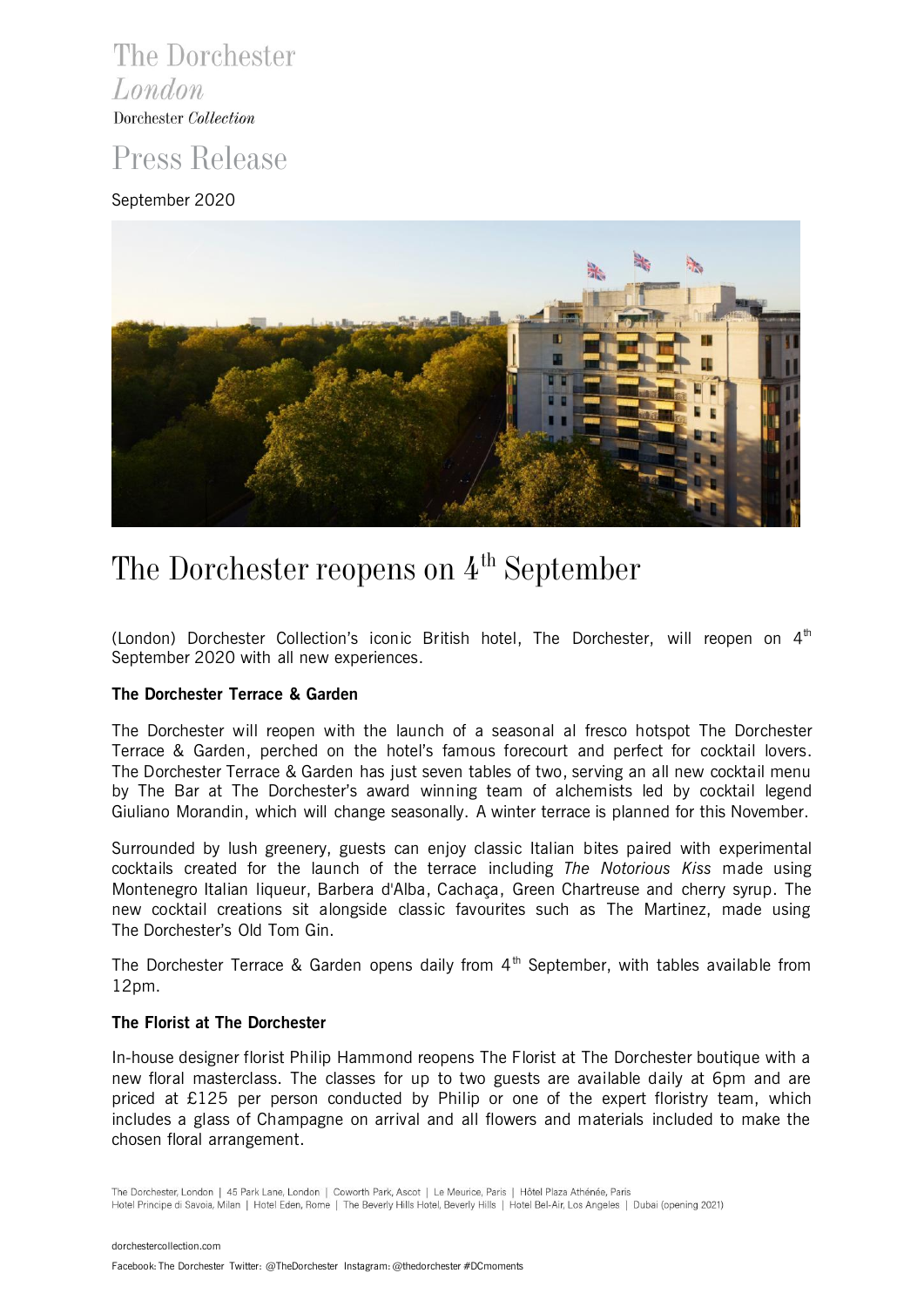The Dorchester
*London*
Dorchester *Collection*

# Press Release

September 2020

# The Dorchester reopens on 4th September

(London) Dorchester Collection's iconic British hotel, The Dorchester, will reopen on 4th September 2020 with all new experiences.

**The Dorchester Terrace & Garden**

The Dorchester will reopen with the launch of a seasonal al fresco hotspot The Dorchester Terrace & Garden, perched on the hotel's famous forecourt and perfect for cocktail lovers. The Dorchester Terrace & Garden has just seven tables of two, serving an all new cocktail menu by The Bar at The Dorchester's award winning team of alchemists led by cocktail legend Giuliano Morandin, which will change seasonally. A winter terrace is planned for this November.

Surrounded by lush greenery, guests can enjoy classic Italian bites paired with experimental cocktails created for the launch of the terrace including *The Notorious Kiss* made using Montenegro Italian liqueur, Barbera d'Alba, Cachaça, Green Chartreuse and cherry syrup. The new cocktail creations sit alongside classic favourites such as The Martinez, made using The Dorchester's Old Tom Gin.

The Dorchester Terrace & Garden opens daily from 4th September, with tables available from 12pm.

**The Florist at The Dorchester**

In-house designer florist Philip Hammond reopens The Florist at The Dorchester boutique with a new floral masterclass. The classes for up to two guests are available daily at 6pm and are priced at £125 per person conducted by Philip or one of the expert floristry team, which includes a glass of Champagne on arrival and all flowers and materials included to make the chosen floral arrangement.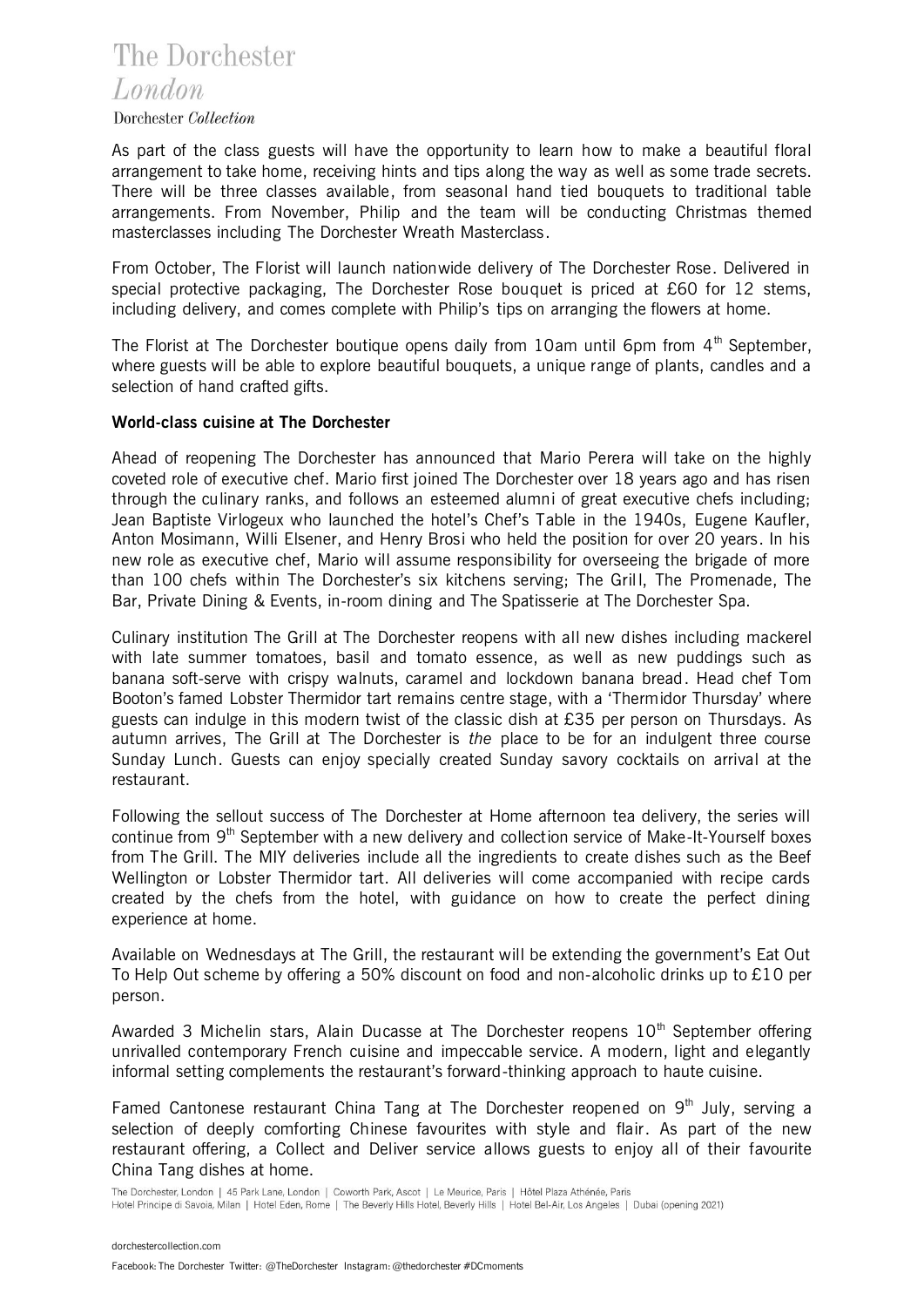As part of the class guests will have the opportunity to learn how to make a beautiful floral arrangement to take home, receiving hints and tips along the way as well as some trade secrets. There will be three classes available, from seasonal hand tied bouquets to traditional table arrangements. From November, Philip and the team will be conducting Christmas themed masterclasses including The Dorchester Wreath Masterclass.

From October, The Florist will launch nationwide delivery of The Dorchester Rose. Delivered in special protective packaging, The Dorchester Rose bouquet is priced at £60 for 12 stems, including delivery, and comes complete with Philip's tips on arranging the flowers at home.

The Florist at The Dorchester boutique opens daily from 10am until 6pm from 4th September, where guests will be able to explore beautiful bouquets, a unique range of plants, candles and a selection of hand crafted gifts.

**World-class cuisine at The Dorchester**

Ahead of reopening The Dorchester has announced that Mario Perera will take on the highly coveted role of executive chef. Mario first joined The Dorchester over 18 years ago and has risen through the culinary ranks, and follows an esteemed alumni of great executive chefs including; Jean Baptiste Virlogeux who launched the hotel's Chef's Table in the 1940s, Eugene Kaufler, Anton Mosimann, Willi Elsener, and Henry Brosi who held the position for over 20 years. In his new role as executive chef, Mario will assume responsibility for overseeing the brigade of more than 100 chefs within The Dorchester's six kitchens serving; The Grill, The Promenade, The Bar, Private Dining & Events, in-room dining and The Spatisserie at The Dorchester Spa.

Culinary institution The Grill at The Dorchester reopens with all new dishes including mackerel with late summer tomatoes, basil and tomato essence, as well as new puddings such as banana soft-serve with crispy walnuts, caramel and lockdown banana bread. Head chef Tom Booton's famed Lobster Thermidor tart remains centre stage, with a 'Thermidor Thursday' where guests can indulge in this modern twist of the classic dish at £35 per person on Thursdays. As autumn arrives, The Grill at The Dorchester is *the* place to be for an indulgent three course Sunday Lunch. Guests can enjoy specially created Sunday savory cocktails on arrival at the restaurant.

Following the sellout success of The Dorchester at Home afternoon tea delivery, the series will continue from 9th September with a new delivery and collection service of Make-It-Yourself boxes from The Grill. The MIY deliveries include all the ingredients to create dishes such as the Beef Wellington or Lobster Thermidor tart. All deliveries will come accompanied with recipe cards created by the chefs from the hotel, with guidance on how to create the perfect dining experience at home.

Available on Wednesdays at The Grill, the restaurant will be extending the government's Eat Out To Help Out scheme by offering a 50% discount on food and non-alcoholic drinks up to £10 per person.

Awarded 3 Michelin stars, Alain Ducasse at The Dorchester reopens 10th September offering unrivalled contemporary French cuisine and impeccable service. A modern, light and elegantly informal setting complements the restaurant's forward-thinking approach to haute cuisine.

Famed Cantonese restaurant China Tang at The Dorchester reopened on 9th July, serving a selection of deeply comforting Chinese favourites with style and flair. As part of the new restaurant offering, a Collect and Deliver service allows guests to enjoy all of their favourite China Tang dishes at home.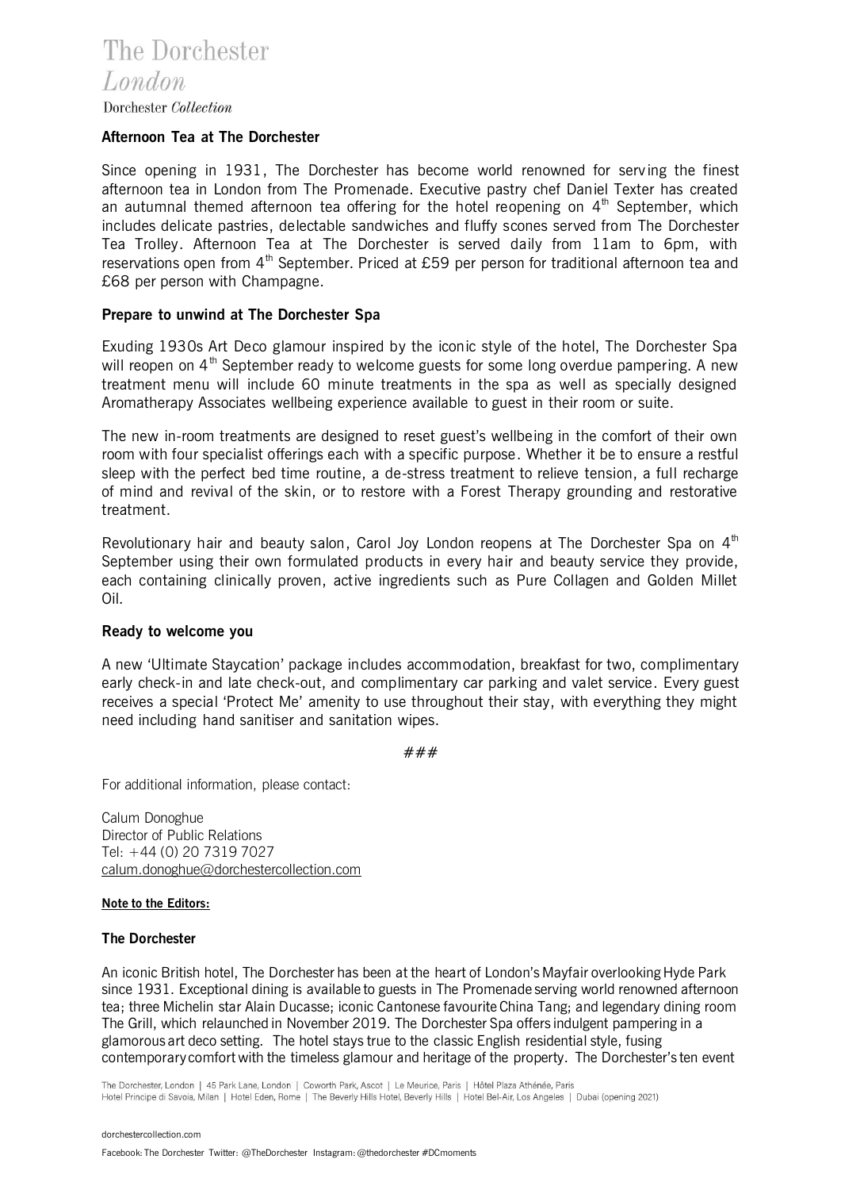**Afternoon Tea at The Dorchester**

Since opening in 1931, The Dorchester has become world renowned for serving the finest afternoon tea in London from The Promenade. Executive pastry chef Daniel Texter has created an autumnal themed afternoon tea offering for the hotel reopening on 4th September, which includes delicate pastries, delectable sandwiches and fluffy scones served from The Dorchester Tea Trolley. Afternoon Tea at The Dorchester is served daily from 11am to 6pm, with reservations open from 4th September. Priced at £59 per person for traditional afternoon tea and £68 per person with Champagne.

**Prepare to unwind at The Dorchester Spa**

Exuding 1930s Art Deco glamour inspired by the iconic style of the hotel, The Dorchester Spa will reopen on 4th September ready to welcome guests for some long overdue pampering. A new treatment menu will include 60 minute treatments in the spa as well as specially designed Aromatherapy Associates wellbeing experience available to guest in their room or suite.

The new in-room treatments are designed to reset guest's wellbeing in the comfort of their own room with four specialist offerings each with a specific purpose. Whether it be to ensure a restful sleep with the perfect bed time routine, a de-stress treatment to relieve tension, a full recharge of mind and revival of the skin, or to restore with a Forest Therapy grounding and restorative treatment.

Revolutionary hair and beauty salon, Carol Joy London reopens at The Dorchester Spa on 4th September using their own formulated products in every hair and beauty service they provide, each containing clinically proven, active ingredients such as Pure Collagen and Golden Millet Oil.

**Ready to welcome you**

A new 'Ultimate Staycation' package includes accommodation, breakfast for two, complimentary early check-in and late check-out, and complimentary car parking and valet service. Every guest receives a special 'Protect Me' amenity to use throughout their stay, with everything they might need including hand sanitiser and sanitation wipes.

###

For additional information, please contact:

Calum Donoghue
Director of Public Relations
Tel: +44 (0) 20 7319 7027
calum.donoghue@dorchestercollection.com

**Note to the Editors:**

**The Dorchester**

An iconic British hotel, The Dorchester has been at the heart of London's Mayfair overlooking Hyde Park since 1931. Exceptional dining is available to guests in The Promenade serving world renowned afternoon tea; three Michelin star Alain Ducasse; iconic Cantonese favourite China Tang; and legendary dining room The Grill, which relaunched in November 2019. The Dorchester Spa offers indulgent pampering in a glamorous art deco setting. The hotel stays true to the classic English residential style, fusing contemporary comfort with the timeless glamour and heritage of the property. The Dorchester's ten event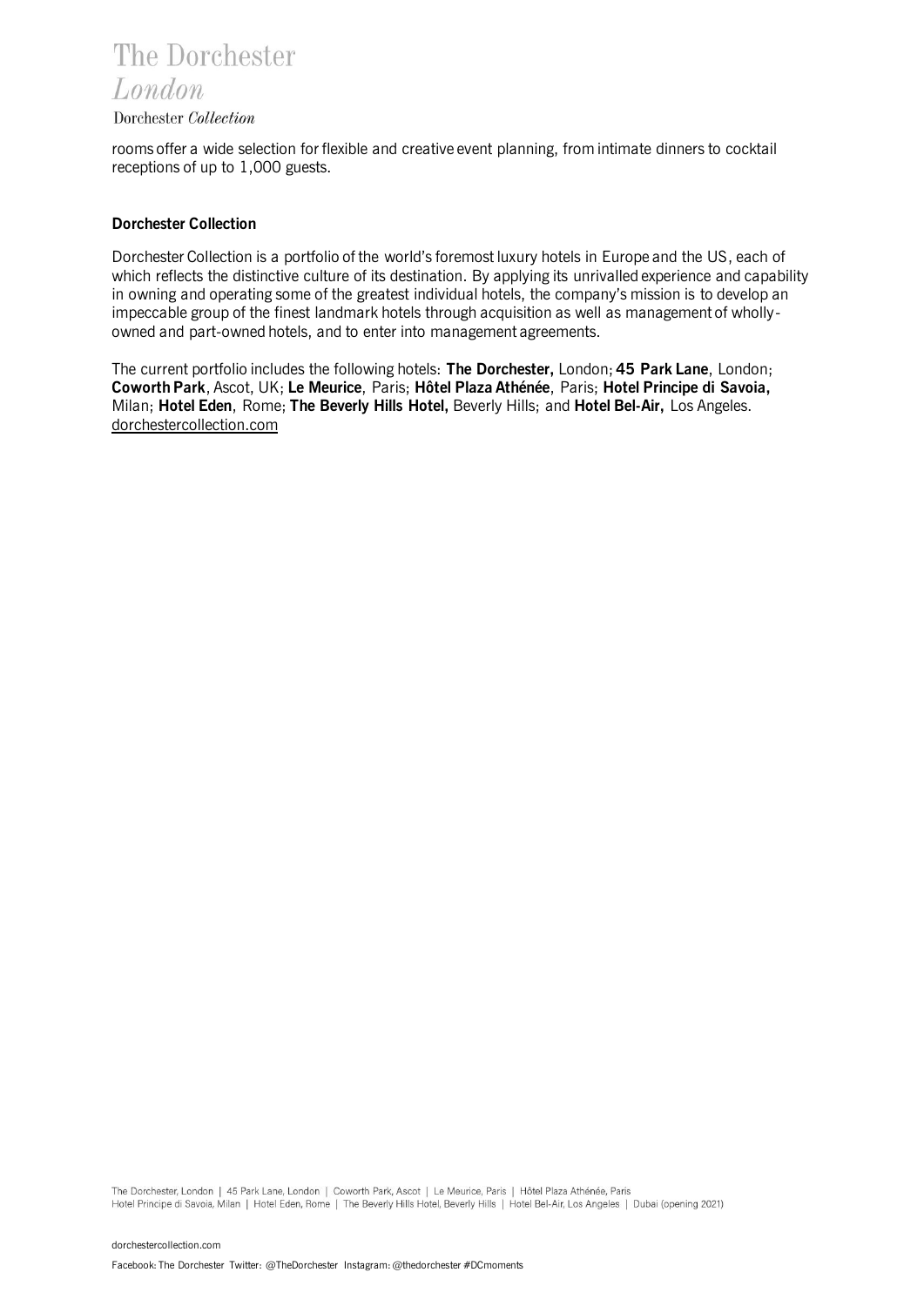rooms offer a wide selection for flexible and creative event planning, from intimate dinners to cocktail receptions of up to 1,000 guests.

**Dorchester Collection**

Dorchester Collection is a portfolio of the world's foremost luxury hotels in Europe and the US, each of which reflects the distinctive culture of its destination. By applying its unrivalled experience and capability in owning and operating some of the greatest individual hotels, the company's mission is to develop an impeccable group of the finest landmark hotels through acquisition as well as management of wholly-owned and part-owned hotels, and to enter into management agreements.

The current portfolio includes the following hotels: **The Dorchester,** London; **45 Park Lane**, London; **Coworth Park**, Ascot, UK; **Le Meurice**, Paris; **Hôtel Plaza Athénée**, Paris; **Hotel Principe di Savoia,** Milan; **Hotel Eden**, Rome; **The Beverly Hills Hotel,** Beverly Hills; and **Hotel Bel-Air,** Los Angeles.
dorchestercollection.com